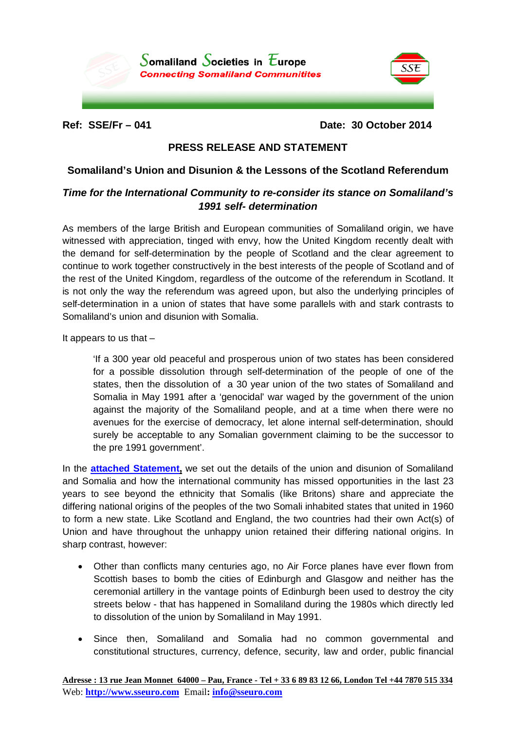Somaliland Societies in Europe
*Connecting Somaliland Communitites*

**Ref: SSE/Fr – 041** **Date: 30 October 2014**

## PRESS RELEASE AND STATEMENT

### Somaliland's Union and Disunion & the Lessons of the Scotland Referendum

### *Time for the International Community to re-consider its stance on Somaliland's 1991 self- determination*

As members of the large British and European communities of Somaliland origin, we have witnessed with appreciation, tinged with envy, how the United Kingdom recently dealt with the demand for self-determination by the people of Scotland and the clear agreement to continue to work together constructively in the best interests of the people of Scotland and of the rest of the United Kingdom, regardless of the outcome of the referendum in Scotland. It is not only the way the referendum was agreed upon, but also the underlying principles of self-determination in a union of states that have some parallels with and stark contrasts to Somaliland's union and disunion with Somalia.

It appears to us that –

> 'If a 300 year old peaceful and prosperous union of two states has been considered for a possible dissolution through self-determination of the people of one of the states, then the dissolution of a 30 year union of the two states of Somaliland and Somalia in May 1991 after a 'genocidal' war waged by the government of the union against the majority of the Somaliland people, and at a time when there were no avenues for the exercise of democracy, let alone internal self-determination, should surely be acceptable to any Somalian government claiming to be the successor to the pre 1991 government'.

In the **attached Statement,** we set out the details of the union and disunion of Somaliland and Somalia and how the international community has missed opportunities in the last 23 years to see beyond the ethnicity that Somalis (like Britons) share and appreciate the differing national origins of the peoples of the two Somali inhabited states that united in 1960 to form a new state. Like Scotland and England, the two countries had their own Act(s) of Union and have throughout the unhappy union retained their differing national origins. In sharp contrast, however:

- Other than conflicts many centuries ago, no Air Force planes have ever flown from Scottish bases to bomb the cities of Edinburgh and Glasgow and neither has the ceremonial artillery in the vantage points of Edinburgh been used to destroy the city streets below - that has happened in Somaliland during the 1980s which directly led to dissolution of the union by Somaliland in May 1991.
- Since then, Somaliland and Somalia had no common governmental and constitutional structures, currency, defence, security, law and order, public financial

**Adresse : 13 rue Jean Monnet 64000 – Pau, France - Tel + 33 6 89 83 12 66, London Tel +44 7870 515 334**
Web: **http://www.sseuro.com** Email**: info@sseuro.com**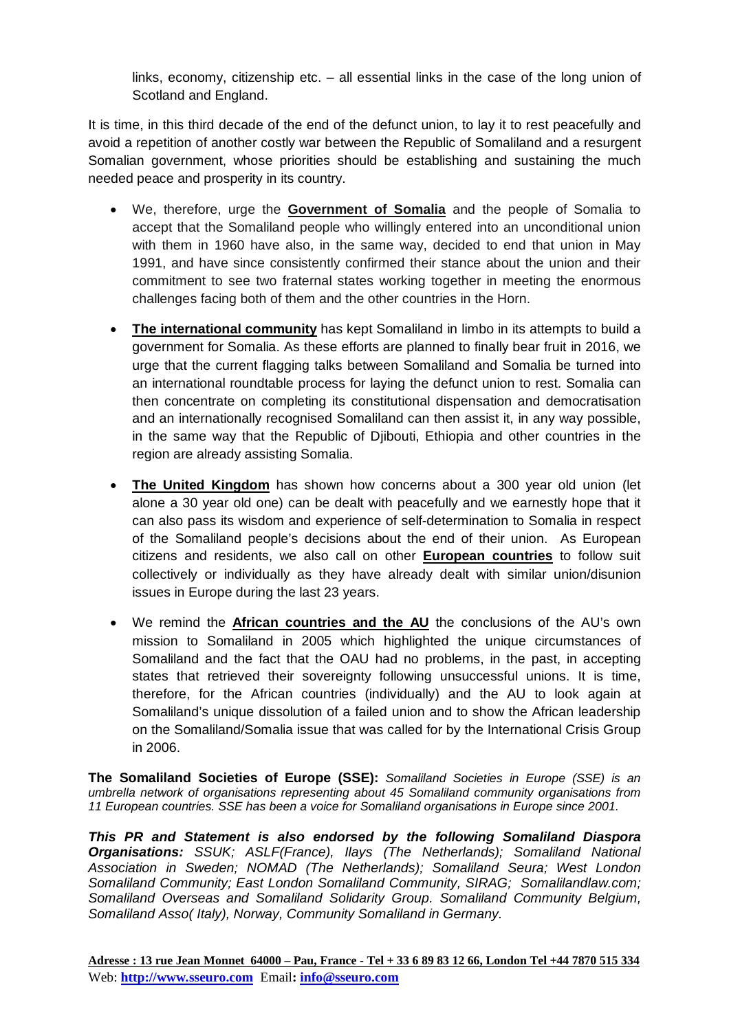links, economy, citizenship etc. – all essential links in the case of the long union of Scotland and England.

It is time, in this third decade of the end of the defunct union, to lay it to rest peacefully and avoid a repetition of another costly war between the Republic of Somaliland and a resurgent Somalian government, whose priorities should be establishing and sustaining the much needed peace and prosperity in its country.

- We, therefore, urge the **Government of Somalia** and the people of Somalia to accept that the Somaliland people who willingly entered into an unconditional union with them in 1960 have also, in the same way, decided to end that union in May 1991, and have since consistently confirmed their stance about the union and their commitment to see two fraternal states working together in meeting the enormous challenges facing both of them and the other countries in the Horn.

- **The international community** has kept Somaliland in limbo in its attempts to build a government for Somalia. As these efforts are planned to finally bear fruit in 2016, we urge that the current flagging talks between Somaliland and Somalia be turned into an international roundtable process for laying the defunct union to rest. Somalia can then concentrate on completing its constitutional dispensation and democratisation and an internationally recognised Somaliland can then assist it, in any way possible, in the same way that the Republic of Djibouti, Ethiopia and other countries in the region are already assisting Somalia.

- **The United Kingdom** has shown how concerns about a 300 year old union (let alone a 30 year old one) can be dealt with peacefully and we earnestly hope that it can also pass its wisdom and experience of self-determination to Somalia in respect of the Somaliland people's decisions about the end of their union. As European citizens and residents, we also call on other **European countries** to follow suit collectively or individually as they have already dealt with similar union/disunion issues in Europe during the last 23 years.

- We remind the **African countries and the AU** the conclusions of the AU's own mission to Somaliland in 2005 which highlighted the unique circumstances of Somaliland and the fact that the OAU had no problems, in the past, in accepting states that retrieved their sovereignty following unsuccessful unions. It is time, therefore, for the African countries (individually) and the AU to look again at Somaliland's unique dissolution of a failed union and to show the African leadership on the Somaliland/Somalia issue that was called for by the International Crisis Group in 2006.

**The Somaliland Societies of Europe (SSE):** *Somaliland Societies in Europe (SSE) is an umbrella network of organisations representing about 45 Somaliland community organisations from 11 European countries. SSE has been a voice for Somaliland organisations in Europe since 2001.*

***This PR and Statement is also endorsed by the following Somaliland Diaspora Organisations:*** *SSUK; ASLF(France), Ilays (The Netherlands); Somaliland National Association in Sweden; NOMAD (The Netherlands); Somaliland Seura; West London Somaliland Community; East London Somaliland Community, SIRAG; Somalilandlaw.com; Somaliland Overseas and Somaliland Solidarity Group. Somaliland Community Belgium, Somaliland Asso( Italy), Norway, Community Somaliland in Germany.*

**Adresse : 13 rue Jean Monnet 64000 – Pau, France - Tel + 33 6 89 83 12 66, London Tel +44 7870 515 334**
Web: **http://www.sseuro.com** Email**: info@sseuro.com**